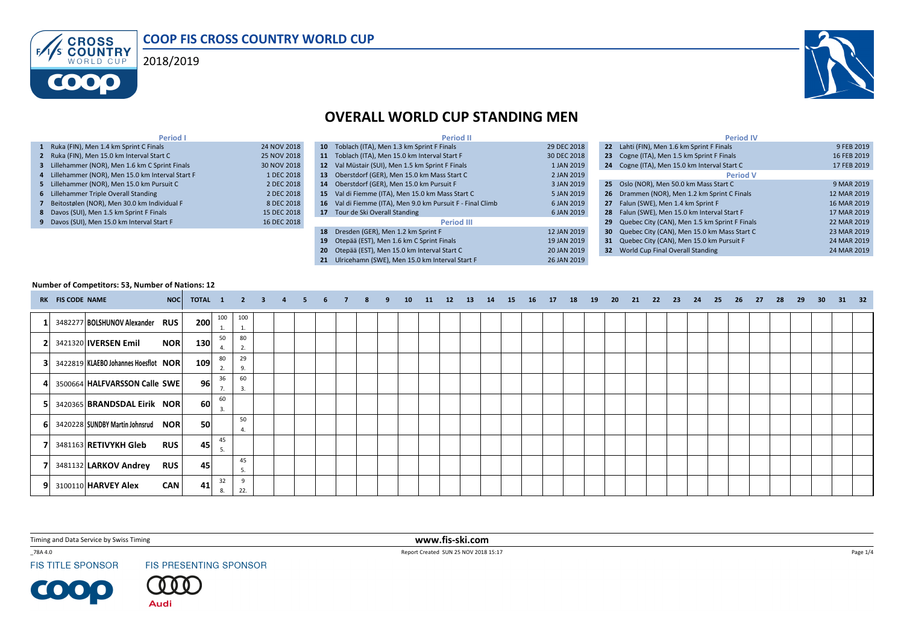# COOP FIS CROSS COUNTRY WORLD CUP

2018/2019

## OVERALL WORLD CUP STANDING MEN

### Period I

| # | Event | Date |
|---|---|---|
| 1 | Ruka (FIN), Men 1.4 km Sprint C Finals | 24 NOV 2018 |
| 2 | Ruka (FIN), Men 15.0 km Interval Start C | 25 NOV 2018 |
| 3 | Lillehammer (NOR), Men 1.6 km C Sprint Finals | 30 NOV 2018 |
| 4 | Lillehammer (NOR), Men 15.0 km Interval Start F | 1 DEC 2018 |
| 5 | Lillehammer (NOR), Men 15.0 km Pursuit C | 2 DEC 2018 |
| 6 | Lillehammer Triple Overall Standing | 2 DEC 2018 |
| 7 | Beitostølen (NOR), Men 30.0 km Individual F | 8 DEC 2018 |
| 8 | Davos (SUI), Men 1.5 km Sprint F Finals | 15 DEC 2018 |
| 9 | Davos (SUI), Men 15.0 km Interval Start F | 16 DEC 2018 |

### Period II

| # | Event | Date |
|---|---|---|
| 10 | Toblach (ITA), Men 1.3 km Sprint F Finals | 29 DEC 2018 |
| 11 | Toblach (ITA), Men 15.0 km Interval Start F | 30 DEC 2018 |
| 12 | Val Müstair (SUI), Men 1.5 km Sprint F Finals | 1 JAN 2019 |
| 13 | Oberstdorf (GER), Men 15.0 km Mass Start C | 2 JAN 2019 |
| 14 | Oberstdorf (GER), Men 15.0 km Pursuit F | 3 JAN 2019 |
| 15 | Val di Fiemme (ITA), Men 15.0 km Mass Start C | 5 JAN 2019 |
| 16 | Val di Fiemme (ITA), Men 9.0 km Pursuit F - Final Climb | 6 JAN 2019 |
| 17 | Tour de Ski Overall Standing | 6 JAN 2019 |

### Period III

| # | Event | Date |
|---|---|---|
| 18 | Dresden (GER), Men 1.2 km Sprint F | 12 JAN 2019 |
| 19 | Otepää (EST), Men 1.6 km C Sprint Finals | 19 JAN 2019 |
| 20 | Otepää (EST), Men 15.0 km Interval Start C | 20 JAN 2019 |
| 21 | Ulricehamn (SWE), Men 15.0 km Interval Start F | 26 JAN 2019 |

### Period IV

| # | Event | Date |
|---|---|---|
| 22 | Lahti (FIN), Men 1.6 km Sprint F Finals | 9 FEB 2019 |
| 23 | Cogne (ITA), Men 1.5 km Sprint F Finals | 16 FEB 2019 |
| 24 | Cogne (ITA), Men 15.0 km Interval Start C | 17 FEB 2019 |

### Period V

| # | Event | Date |
|---|---|---|
| 25 | Oslo (NOR), Men 50.0 km Mass Start C | 9 MAR 2019 |
| 26 | Drammen (NOR), Men 1.2 km Sprint C Finals | 12 MAR 2019 |
| 27 | Falun (SWE), Men 1.4 km Sprint F | 16 MAR 2019 |
| 28 | Falun (SWE), Men 15.0 km Interval Start F | 17 MAR 2019 |
| 29 | Quebec City (CAN), Men 1.5 km Sprint F Finals | 22 MAR 2019 |
| 30 | Quebec City (CAN), Men 15.0 km Mass Start C | 23 MAR 2019 |
| 31 | Quebec City (CAN), Men 15.0 km Pursuit F | 24 MAR 2019 |
| 32 | World Cup Final Overall Standing | 24 MAR 2019 |

**Number of Competitors: 53, Number of Nations: 12**

| RK | FIS CODE | NAME | NOC | TOTAL | 1 | 2 | 3 | 4 | 5 | 6 | 7 | 8 | 9 | 10 | 11 | 12 | 13 | 14 | 15 | 16 | 17 | 18 | 19 | 20 | 21 | 22 | 23 | 24 | 25 | 26 | 27 | 28 | 29 | 30 | 31 | 32 |
|---|---|---|---|---|---|---|---|---|---|---|---|---|---|---|---|---|---|---|---|---|---|---|---|---|---|---|---|---|---|---|---|---|---|---|---|---|
| 1 | 3482277 | **BOLSHUNOV Alexander** | **RUS** | **200** | 100 1. | 100 1. | | | | | | | | | | | | | | | | | | | | | | | | | | | | | | |
| 2 | 3421320 | **IVERSEN Emil** | **NOR** | **130** | 50 4. | 80 2. | | | | | | | | | | | | | | | | | | | | | | | | | | | | | | |
| 3 | 3422819 | **KLAEBO Johannes Hoesflot** | **NOR** | **109** | 80 2. | 29 9. | | | | | | | | | | | | | | | | | | | | | | | | | | | | | | |
| 4 | 3500664 | **HALFVARSSON Calle** | **SWE** | **96** | 36 7. | 60 3. | | | | | | | | | | | | | | | | | | | | | | | | | | | | | | |
| 5 | 3420365 | **BRANDSDAL Eirik** | **NOR** | **60** | 60 3. | | | | | | | | | | | | | | | | | | | | | | | | | | | | | | | |
| 6 | 3420228 | **SUNDBY Martin Johnsrud** | **NOR** | **50** | | 50 4. | | | | | | | | | | | | | | | | | | | | | | | | | | | | | | |
| 7 | 3481163 | **RETIVYKH Gleb** | **RUS** | **45** | 45 5. | | | | | | | | | | | | | | | | | | | | | | | | | | | | | | | |
| 7 | 3481132 | **LARKOV Andrey** | **RUS** | **45** | | 45 5. | | | | | | | | | | | | | | | | | | | | | | | | | | | | | | |
| 9 | 3100110 | **HARVEY Alex** | **CAN** | **41** | 32 8. | 9 22. | | | | | | | | | | | | | | | | | | | | | | | | | | | | | | |

Timing and Data Service by Swiss Timing

www.fis-ski.com

_78A 4.0

Report Created SUN 25 NOV 2018 15:17

FIS TITLE SPONSOR

FIS PRESENTING SPONSOR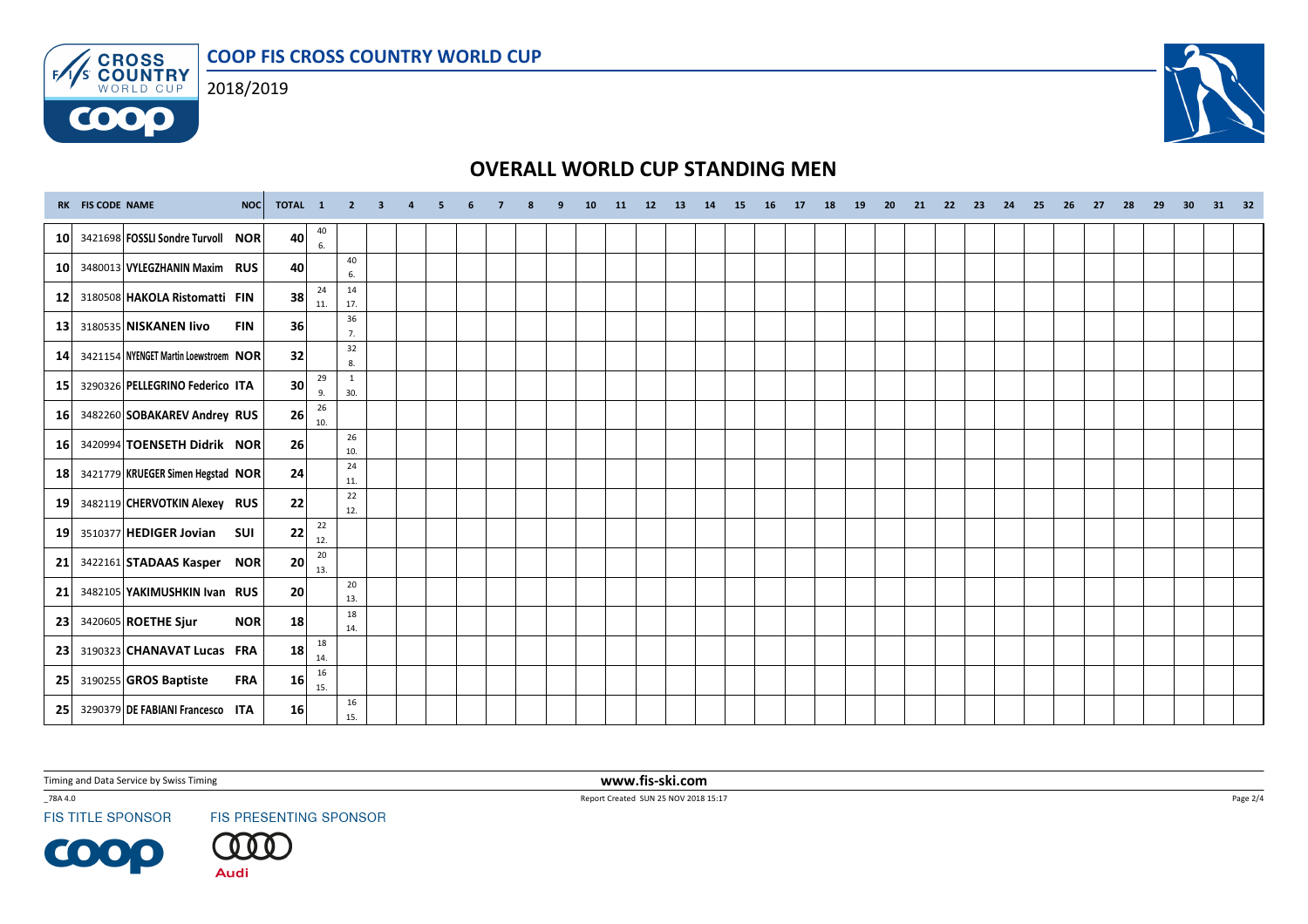# OVERALL WORLD CUP STANDING MEN

COOP FIS CROSS COUNTRY WORLD CUP

2018/2019

| RK | FIS CODE | NAME | NOC | TOTAL | 1 | 2 | 3 | 4 | 5 | 6 | 7 | 8 | 9 | 10 | 11 | 12 | 13 | 14 | 15 | 16 | 17 | 18 | 19 | 20 | 21 | 22 | 23 | 24 | 25 | 26 | 27 | 28 | 29 | 30 | 31 | 32 |
|---|---|---|---|---|---|---|---|---|---|---|---|---|---|---|---|---|---|---|---|---|---|---|---|---|---|---|---|---|---|---|---|---|---|---|---|---|
| 10 | 3421698 | FOSSLI Sondre Turvoll | NOR | 40 | 40 6. | | | | | | | | | | | | | | | | | | | | | | | | | | | | | | | |
| 10 | 3480013 | VYLEGZHANIN Maxim | RUS | 40 | | 40 6. | | | | | | | | | | | | | | | | | | | | | | | | | | | | | | |
| 12 | 3180508 | HAKOLA Ristomatti | FIN | 38 | 24 11. | 14 17. | | | | | | | | | | | | | | | | | | | | | | | | | | | | | | |
| 13 | 3180535 | NISKANEN Iivo | FIN | 36 | | 36 7. | | | | | | | | | | | | | | | | | | | | | | | | | | | | | | |
| 14 | 3421154 | NYENGET Martin Loewstroem | NOR | 32 | | 32 8. | | | | | | | | | | | | | | | | | | | | | | | | | | | | | | |
| 15 | 3290326 | PELLEGRINO Federico | ITA | 30 | 29 9. | 1 30. | | | | | | | | | | | | | | | | | | | | | | | | | | | | | | |
| 16 | 3482260 | SOBAKAREV Andrey | RUS | 26 | 26 10. | | | | | | | | | | | | | | | | | | | | | | | | | | | | | | | |
| 16 | 3420994 | TOENSETH Didrik | NOR | 26 | | 26 10. | | | | | | | | | | | | | | | | | | | | | | | | | | | | | | |
| 18 | 3421779 | KRUEGER Simen Hegstad | NOR | 24 | | 24 11. | | | | | | | | | | | | | | | | | | | | | | | | | | | | | | |
| 19 | 3482119 | CHERVOTKIN Alexey | RUS | 22 | | 22 12. | | | | | | | | | | | | | | | | | | | | | | | | | | | | | | |
| 19 | 3510377 | HEDIGER Jovian | SUI | 22 | 22 12. | | | | | | | | | | | | | | | | | | | | | | | | | | | | | | | |
| 21 | 3422161 | STADAAS Kasper | NOR | 20 | 20 13. | | | | | | | | | | | | | | | | | | | | | | | | | | | | | | | |
| 21 | 3482105 | YAKIMUSHKIN Ivan | RUS | 20 | | 20 13. | | | | | | | | | | | | | | | | | | | | | | | | | | | | | | |
| 23 | 3420605 | ROETHE Sjur | NOR | 18 | | 18 14. | | | | | | | | | | | | | | | | | | | | | | | | | | | | | | |
| 23 | 3190323 | CHANAVAT Lucas | FRA | 18 | 18 14. | | | | | | | | | | | | | | | | | | | | | | | | | | | | | | | |
| 25 | 3190255 | GROS Baptiste | FRA | 16 | 16 15. | | | | | | | | | | | | | | | | | | | | | | | | | | | | | | | |
| 25 | 3290379 | DE FABIANI Francesco | ITA | 16 | | 16 15. | | | | | | | | | | | | | | | | | | | | | | | | | | | | | | |

Timing and Data Service by Swiss Timing

www.fis-ski.com

_78A 4.0

Report Created SUN 25 NOV 2018 15:17

FIS TITLE SPONSOR

FIS PRESENTING SPONSOR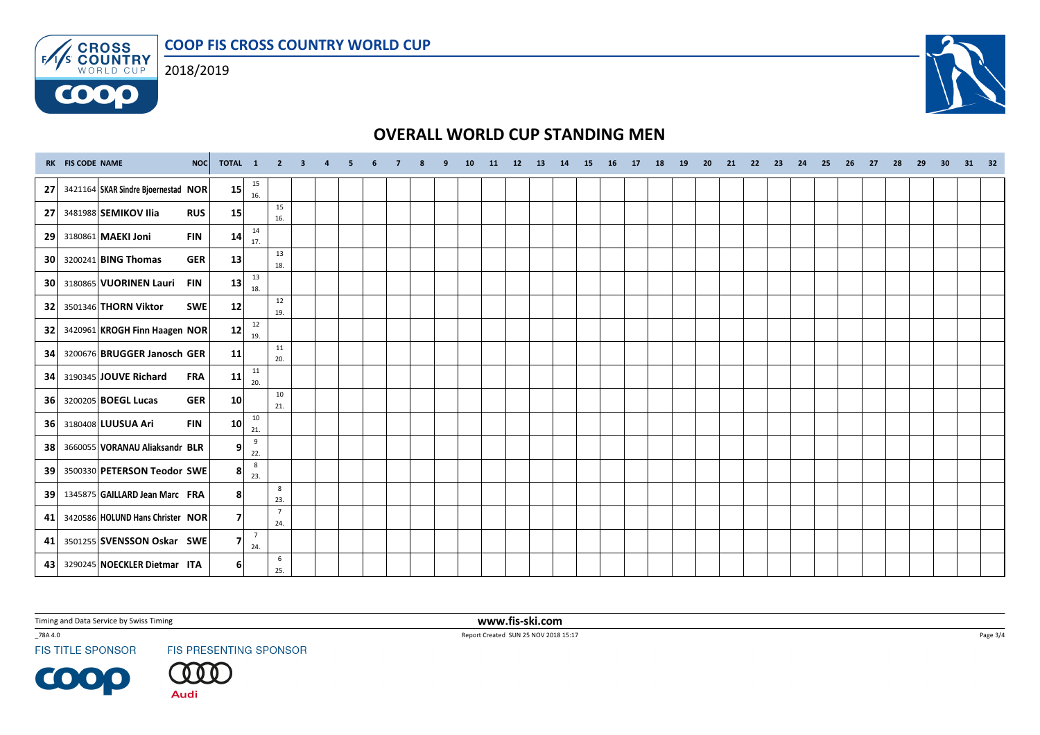## COOP FIS CROSS COUNTRY WORLD CUP

2018/2019

# OVERALL WORLD CUP STANDING MEN

| RK | FIS CODE | NAME | NOC | TOTAL | 1 | 2 | 3 | 4 | 5 | 6 | 7 | 8 | 9 | 10 | 11 | 12 | 13 | 14 | 15 | 16 | 17 | 18 | 19 | 20 | 21 | 22 | 23 | 24 | 25 | 26 | 27 | 28 | 29 | 30 | 31 | 32 |
|---|---|---|---|---|---|---|---|---|---|---|---|---|---|---|---|---|---|---|---|---|---|---|---|---|---|---|---|---|---|---|---|---|---|---|---|---|
| 27 | 3421164 | SKAR Sindre Bjoernestad | NOR | 15 | 15 16. | | | | | | | | | | | | | | | | | | | | | | | | | | | | | | | |
| 27 | 3481988 | SEMIKOV Ilia | RUS | 15 | | 15 16. | | | | | | | | | | | | | | | | | | | | | | | | | | | | | | |
| 29 | 3180861 | MAEKI Joni | FIN | 14 | 14 17. | | | | | | | | | | | | | | | | | | | | | | | | | | | | | | | |
| 30 | 3200241 | BING Thomas | GER | 13 | | 13 18. | | | | | | | | | | | | | | | | | | | | | | | | | | | | | | |
| 30 | 3180865 | VUORINEN Lauri | FIN | 13 | 13 18. | | | | | | | | | | | | | | | | | | | | | | | | | | | | | | | |
| 32 | 3501346 | THORN Viktor | SWE | 12 | | 12 19. | | | | | | | | | | | | | | | | | | | | | | | | | | | | | | |
| 32 | 3420961 | KROGH Finn Haagen | NOR | 12 | 12 19. | | | | | | | | | | | | | | | | | | | | | | | | | | | | | | | |
| 34 | 3200676 | BRUGGER Janosch | GER | 11 | | 11 20. | | | | | | | | | | | | | | | | | | | | | | | | | | | | | | |
| 34 | 3190345 | JOUVE Richard | FRA | 11 | 11 20. | | | | | | | | | | | | | | | | | | | | | | | | | | | | | | | |
| 36 | 3200205 | BOEGL Lucas | GER | 10 | | 10 21. | | | | | | | | | | | | | | | | | | | | | | | | | | | | | | |
| 36 | 3180408 | LUUSUA Ari | FIN | 10 | 10 21. | | | | | | | | | | | | | | | | | | | | | | | | | | | | | | | |
| 38 | 3660055 | VORANAU Aliaksandr | BLR | 9 | 9 22. | | | | | | | | | | | | | | | | | | | | | | | | | | | | | | | |
| 39 | 3500330 | PETERSON Teodor | SWE | 8 | 8 23. | | | | | | | | | | | | | | | | | | | | | | | | | | | | | | | |
| 39 | 1345875 | GAILLARD Jean Marc | FRA | 8 | | 8 23. | | | | | | | | | | | | | | | | | | | | | | | | | | | | | | |
| 41 | 3420586 | HOLUND Hans Christer | NOR | 7 | | 7 24. | | | | | | | | | | | | | | | | | | | | | | | | | | | | | | |
| 41 | 3501255 | SVENSSON Oskar | SWE | 7 | 7 24. | | | | | | | | | | | | | | | | | | | | | | | | | | | | | | | |
| 43 | 3290245 | NOECKLER Dietmar | ITA | 6 | | 6 25. | | | | | | | | | | | | | | | | | | | | | | | | | | | | | | |

Timing and Data Service by Swiss Timing

www.fis-ski.com

_78A 4.0

Report Created SUN 25 NOV 2018 15:17

FIS TITLE SPONSOR

FIS PRESENTING SPONSOR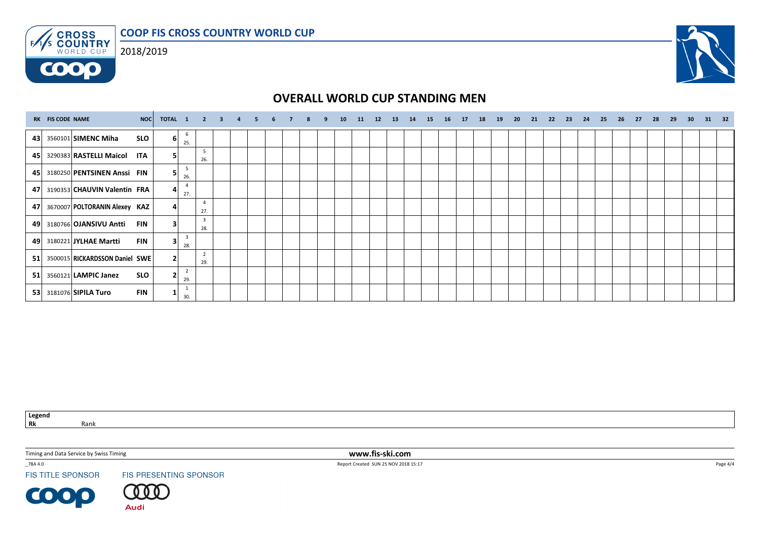## OVERALL WORLD CUP STANDING MEN

| RK | FIS CODE | NAME | NOC | TOTAL | 1 | 2 | 3 | 4 | 5 | 6 | 7 | 8 | 9 | 10 | 11 | 12 | 13 | 14 | 15 | 16 | 17 | 18 | 19 | 20 | 21 | 22 | 23 | 24 | 25 | 26 | 27 | 28 | 29 | 30 | 31 | 32 |
|---|---|---|---|---|---|---|---|---|---|---|---|---|---|---|---|---|---|---|---|---|---|---|---|---|---|---|---|---|---|---|---|---|---|---|---|---|
| 43 | 3560101 | **SIMENC Miha** | SLO | 6 | 6 25. | | | | | | | | | | | | | | | | | | | | | | | | | | | | | | | |
| 45 | 3290383 | **RASTELLI Maicol** | ITA | 5 | | 5 26. | | | | | | | | | | | | | | | | | | | | | | | | | | | | | | |
| 45 | 3180250 | **PENTSINEN Anssi** | FIN | 5 | 5 26. | | | | | | | | | | | | | | | | | | | | | | | | | | | | | | | |
| 47 | 3190353 | **CHAUVIN Valentin** | FRA | 4 | 4 27. | | | | | | | | | | | | | | | | | | | | | | | | | | | | | | | |
| 47 | 3670007 | **POLTORANIN Alexey** | KAZ | 4 | | 4 27. | | | | | | | | | | | | | | | | | | | | | | | | | | | | | | |
| 49 | 3180766 | **OJANSIVU Antti** | FIN | 3 | | 3 28. | | | | | | | | | | | | | | | | | | | | | | | | | | | | | | |
| 49 | 3180221 | **JYLHAE Martti** | FIN | 3 | 3 28. | | | | | | | | | | | | | | | | | | | | | | | | | | | | | | | |
| 51 | 3500015 | **RICKARDSSON Daniel** | SWE | 2 | | 2 29. | | | | | | | | | | | | | | | | | | | | | | | | | | | | | | |
| 51 | 3560121 | **LAMPIC Janez** | SLO | 2 | 2 29. | | | | | | | | | | | | | | | | | | | | | | | | | | | | | | | |
| 53 | 3181076 | **SIPILA Turo** | FIN | 1 | 1 30. | | | | | | | | | | | | | | | | | | | | | | | | | | | | | | | |

**Legend**
**Rk** Rank

Timing and Data Service by Swiss Timing

**www.fis-ski.com**

_78A 4.0

Report Created SUN 25 NOV 2018 15:17

FIS TITLE SPONSOR FIS PRESENTING SPONSOR